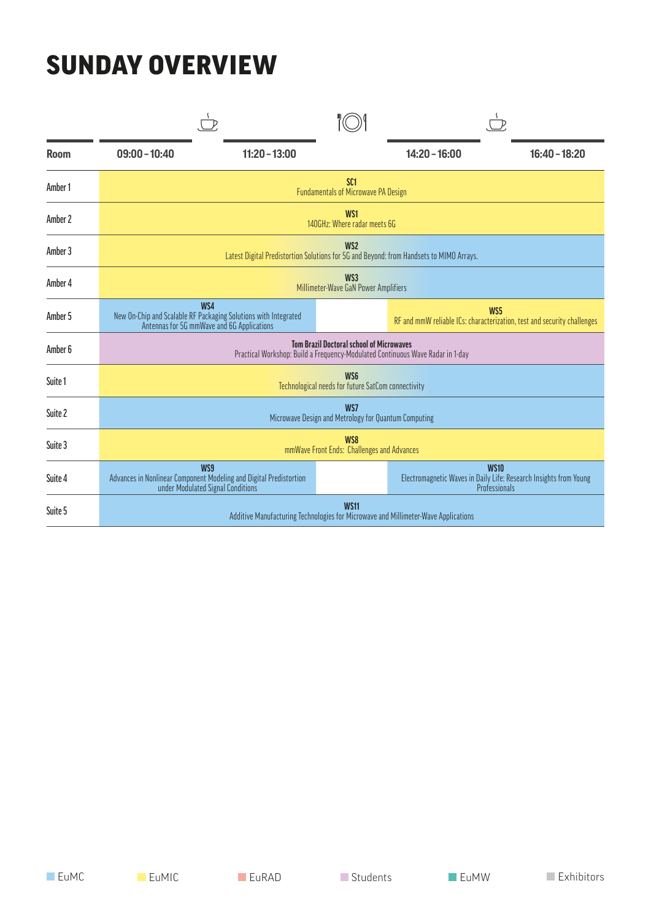# SUNDAY OVERVIEW

| Room | 09:00 – 10:40 | 11:20 – 13:00 | 14:20 – 16:00 | 16:40 – 18:20 |
|---|---|---|---|---|
| Amber 1 | **SC1** Fundamentals of Microwave PA Design | | | |
| Amber 2 | **WS1** 140GHz: Where radar meets 6G | | | |
| Amber 3 | **WS2** Latest Digital Predistortion Solutions for 5G and Beyond: from Handsets to MIMO Arrays. | | | |
| Amber 4 | **WS3** Millimeter-Wave GaN Power Amplifiers | | | |
| Amber 5 | **WS4** New On-Chip and Scalable RF Packaging Solutions with Integrated Antennas for 5G mmWave and 6G Applications | | **WS5** RF and mmW reliable ICs: characterization, test and security challenges | |
| Amber 6 | **Tom Brazil Doctoral school of Microwaves** Practical Workshop: Build a Frequency-Modulated Continuous Wave Radar in 1-day | | | |
| Suite 1 | **WS6** Technological needs for future SatCom connectivity | | | |
| Suite 2 | **WS7** Microwave Design and Metrology for Quantum Computing | | | |
| Suite 3 | **WS8** mmWave Front Ends: Challenges and Advances | | | |
| Suite 4 | **WS9** Advances in Nonlinear Component Modeling and Digital Predistortion under Modulated Signal Conditions | | **WS10** Electromagnetic Waves in Daily Life: Research Insights from Young Professionals | |
| Suite 5 | **WS11** Additive Manufacturing Technologies for Microwave and Millimeter-Wave Applications | | | |

EuMC EuMIC EuRAD Students EuMW Exhibitors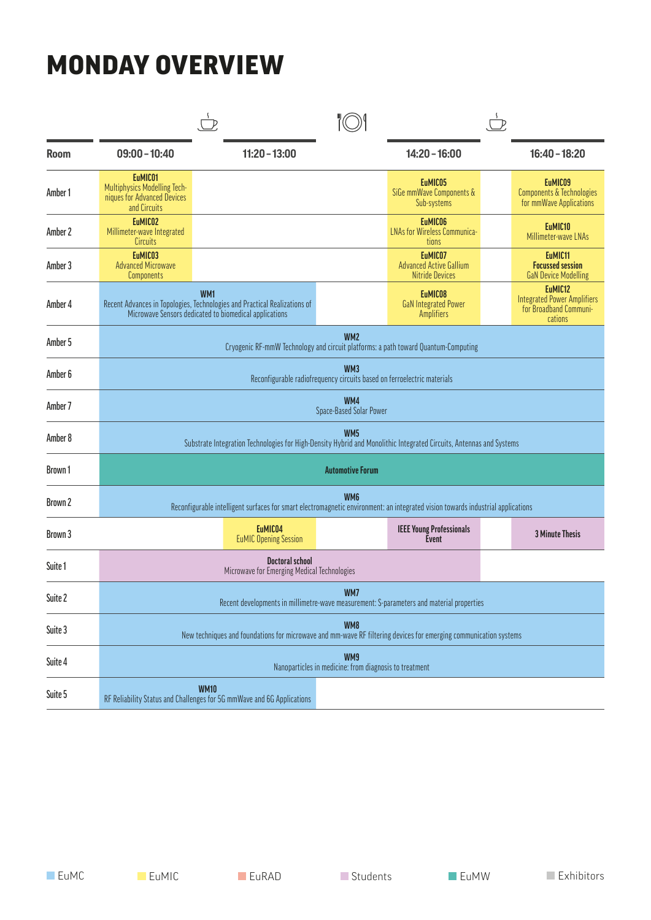# MONDAY OVERVIEW

| Room | 09:00 – 10:40 | 11:20 – 13:00 | 14:20 – 16:00 | 16:40 – 18:20 |
|---|---|---|---|---|
| Amber 1 | **EuMIC01** Multiphysics Modelling Techniques for Advanced Devices and Circuits | | **EuMIC05** SiGe mmWave Components & Sub-systems | **EuMIC09** Components & Technologies for mmWave Applications |
| Amber 2 | **EuMIC02** Millimeter-wave Integrated Circuits | | **EuMIC06** LNAs for Wireless Communications | **EuMIC10** Millimeter-wave LNAs |
| Amber 3 | **EuMIC03** Advanced Microwave Components | | **EuMIC07** Advanced Active Gallium Nitride Devices | **EuMIC11** **Focussed session** GaN Device Modelling |
| Amber 4 | **WM1** Recent Advances in Topologies, Technologies and Practical Realizations of Microwave Sensors dedicated to biomedical applications | | **EuMIC08** GaN Integrated Power Amplifiers | **EuMIC12** Integrated Power Amplifiers for Broadband Communications |
| Amber 5 | **WM2** Cryogenic RF-mmW Technology and circuit platforms: a path toward Quantum-Computing | | | |
| Amber 6 | **WM3** Reconfigurable radiofrequency circuits based on ferroelectric materials | | | |
| Amber 7 | **WM4** Space-Based Solar Power | | | |
| Amber 8 | **WM5** Substrate Integration Technologies for High-Density Hybrid and Monolithic Integrated Circuits, Antennas and Systems | | | |
| Brown 1 | **Automotive Forum** | | | |
| Brown 2 | **WM6** Reconfigurable intelligent surfaces for smart electromagnetic environment: an integrated vision towards industrial applications | | | |
| Brown 3 | | **EuMIC04** EuMIC Opening Session | **IEEE Young Professionals Event** | **3 Minute Thesis** |
| Suite 1 | **Doctoral school** Microwave for Emerging Medical Technologies | | | |
| Suite 2 | **WM7** Recent developments in millimetre-wave measurement: S-parameters and material properties | | | |
| Suite 3 | **WM8** New techniques and foundations for microwave and mm-wave RF filtering devices for emerging communication systems | | | |
| Suite 4 | **WM9** Nanoparticles in medicine: from diagnosis to treatment | | | |
| Suite 5 | **WM10** RF Reliability Status and Challenges for 5G mmWave and 6G Applications | | | |

EuMC · EuMIC · EuRAD · Students · EuMW · Exhibitors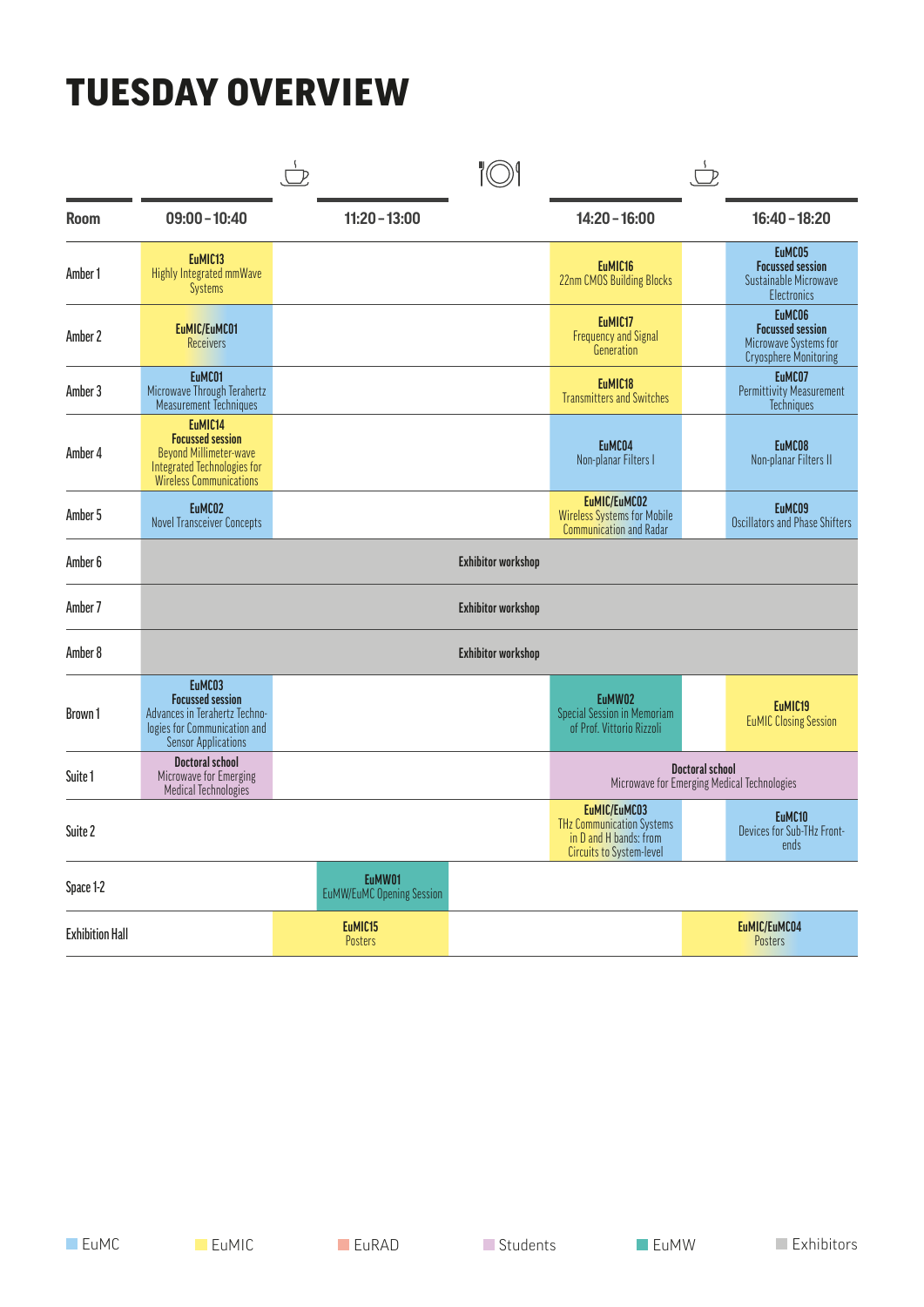# TUESDAY OVERVIEW

| Room | 09:00 – 10:40 | 11:20 – 13:00 | 14:20 – 16:00 | 16:40 – 18:20 |
|---|---|---|---|---|
| Amber 1 | **EuMIC13** Highly Integrated mmWave Systems | | **EuMIC16** 22nm CMOS Building Blocks | **EuMC05** **Focussed session** Sustainable Microwave Electronics |
| Amber 2 | **EuMIC/EuMC01** Receivers | | **EuMIC17** Frequency and Signal Generation | **EuMC06** **Focussed session** Microwave Systems for Cryosphere Monitoring |
| Amber 3 | **EuMC01** Microwave Through Terahertz Measurement Techniques | | **EuMIC18** Transmitters and Switches | **EuMC07** Permittivity Measurement Techniques |
| Amber 4 | **EuMIC14** **Focussed session** Beyond Millimeter-wave Integrated Technologies for Wireless Communications | | **EuMC04** Non-planar Filters I | **EuMC08** Non-planar Filters II |
| Amber 5 | **EuMC02** Novel Transceiver Concepts | | **EuMIC/EuMC02** Wireless Systems for Mobile Communication and Radar | **EuMC09** Oscillators and Phase Shifters |
| Amber 6 | **Exhibitor workshop** | | | |
| Amber 7 | **Exhibitor workshop** | | | |
| Amber 8 | **Exhibitor workshop** | | | |
| Brown 1 | **EuMC03** **Focussed session** Advances in Terahertz Technologies for Communication and Sensor Applications | | **EuMW02** Special Session in Memoriam of Prof. Vittorio Rizzoli | **EuMIC19** EuMIC Closing Session |
| Suite 1 | **Doctoral school** Microwave for Emerging Medical Technologies | | **Doctoral school** Microwave for Emerging Medical Technologies | |
| Suite 2 | | | **EuMIC/EuMC03** THz Communication Systems in D and H bands: from Circuits to System-level | **EuMC10** Devices for Sub-THz Front-ends |
| Space 1-2 | | **EuMW01** EuMW/EuMC Opening Session | | |
| Exhibition Hall | | **EuMIC15** Posters | | **EuMIC/EuMC04** Posters |

EuMC · EuMIC · EuRAD · Students · EuMW · Exhibitors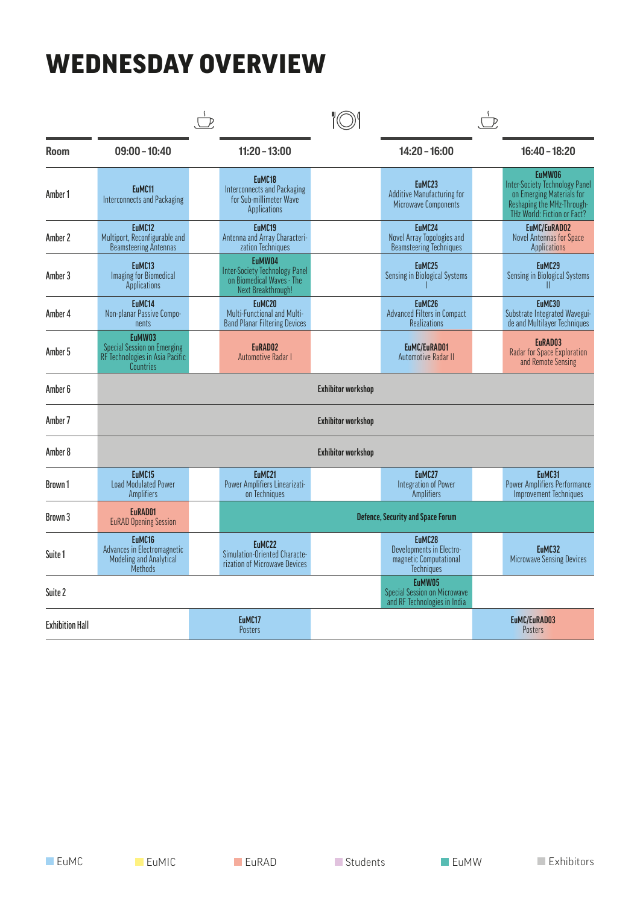# WEDNESDAY OVERVIEW

| Room | 09:00 – 10:40 | 11:20 – 13:00 | 14:20 – 16:00 | 16:40 – 18:20 |
|---|---|---|---|---|
| Amber 1 | **EuMC11** Interconnects and Packaging | **EuMC18** Interconnects and Packaging for Sub-millimeter Wave Applications | **EuMC23** Additive Manufacturing for Microwave Components | **EuMW06** Inter-Society Technology Panel on Emerging Materials for Reshaping the MHz-Through-THz World: Fiction or Fact? |
| Amber 2 | **EuMC12** Multiport, Reconfigurable and Beamsteering Antennas | **EuMC19** Antenna and Array Characterization Techniques | **EuMC24** Novel Array Topologies and Beamsteering Techniques | **EuMC/EuRAD02** Novel Antennas for Space Applications |
| Amber 3 | **EuMC13** Imaging for Biomedical Applications | **EuMW04** Inter-Society Technology Panel on Biomedical Waves - The Next Breakthrough! | **EuMC25** Sensing in Biological Systems I | **EuMC29** Sensing in Biological Systems II |
| Amber 4 | **EuMC14** Non-planar Passive Components | **EuMC20** Multi-Functional and Multi-Band Planar Filtering Devices | **EuMC26** Advanced Filters in Compact Realizations | **EuMC30** Substrate Integrated Waveguide and Multilayer Techniques |
| Amber 5 | **EuMW03** Special Session on Emerging RF Technologies in Asia Pacific Countries | **EuRAD02** Automotive Radar I | **EuMC/EuRAD01** Automotive Radar II | **EuRAD03** Radar for Space Exploration and Remote Sensing |
| Amber 6 | **Exhibitor workshop** | | | |
| Amber 7 | **Exhibitor workshop** | | | |
| Amber 8 | **Exhibitor workshop** | | | |
| Brown 1 | **EuMC15** Load Modulated Power Amplifiers | **EuMC21** Power Amplifiers Linearization Techniques | **EuMC27** Integration of Power Amplifiers | **EuMC31** Power Amplifiers Performance Improvement Techniques |
| Brown 3 | **EuRAD01** EuRAD Opening Session | **Defence, Security and Space Forum** | | |
| Suite 1 | **EuMC16** Advances in Electromagnetic Modeling and Analytical Methods | **EuMC22** Simulation-Oriented Characterization of Microwave Devices | **EuMC28** Developments in Electromagnetic Computational Techniques | **EuMC32** Microwave Sensing Devices |
| Suite 2 | | | **EuMW05** Special Session on Microwave and RF Technologies in India | |
| Exhibition Hall | | **EuMC17** Posters | | **EuMC/EuRAD03** Posters |

EuMC | EuMIC | EuRAD | Students | EuMW | Exhibitors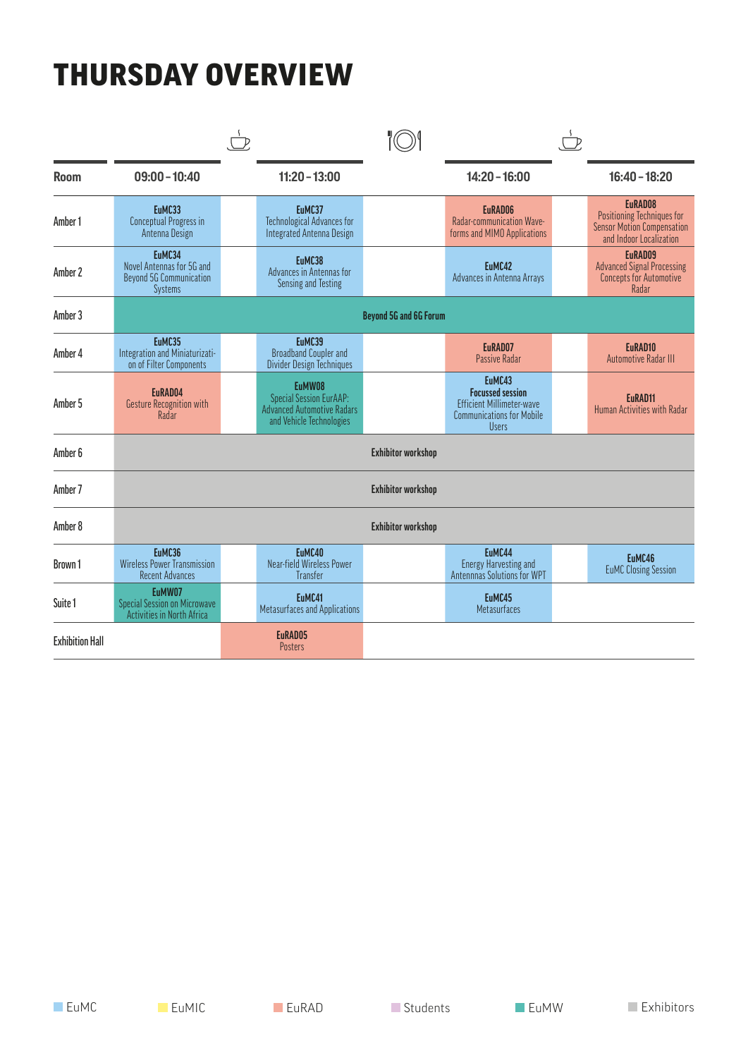# THURSDAY OVERVIEW

| Room | 09:00 – 10:40 | 11:20 – 13:00 | 14:20 – 16:00 | 16:40 – 18:20 |
|---|---|---|---|---|
| Amber 1 | **EuMC33** Conceptual Progress in Antenna Design | **EuMC37** Technological Advances for Integrated Antenna Design | **EuRAD06** Radar-communication Waveforms and MIMO Applications | **EuRAD08** Positioning Techniques for Sensor Motion Compensation and Indoor Localization |
| Amber 2 | **EuMC34** Novel Antennas for 5G and Beyond 5G Communication Systems | **EuMC38** Advances in Antennas for Sensing and Testing | **EuMC42** Advances in Antenna Arrays | **EuRAD09** Advanced Signal Processing Concepts for Automotive Radar |
| Amber 3 | **Beyond 5G and 6G Forum** | | | |
| Amber 4 | **EuMC35** Integration and Miniaturization of Filter Components | **EuMC39** Broadband Coupler and Divider Design Techniques | **EuRAD07** Passive Radar | **EuRAD10** Automotive Radar III |
| Amber 5 | **EuRAD04** Gesture Recognition with Radar | **EuMW08** Special Session EurAAP: Advanced Automotive Radars and Vehicle Technologies | **EuMC43** **Focussed session** Efficient Millimeter-wave Communications for Mobile Users | **EuRAD11** Human Activities with Radar |
| Amber 6 | **Exhibitor workshop** | | | |
| Amber 7 | **Exhibitor workshop** | | | |
| Amber 8 | **Exhibitor workshop** | | | |
| Brown 1 | **EuMC36** Wireless Power Transmission Recent Advances | **EuMC40** Near-field Wireless Power Transfer | **EuMC44** Energy Harvesting and Antennnas Solutions for WPT | **EuMC46** EuMC Closing Session |
| Suite 1 | **EuMW07** Special Session on Microwave Activities in North Africa | **EuMC41** Metasurfaces and Applications | **EuMC45** Metasurfaces | |
| Exhibition Hall | | **EuRAD05** Posters | | |

EuMC | EuMIC | EuRAD | Students | EuMW | Exhibitors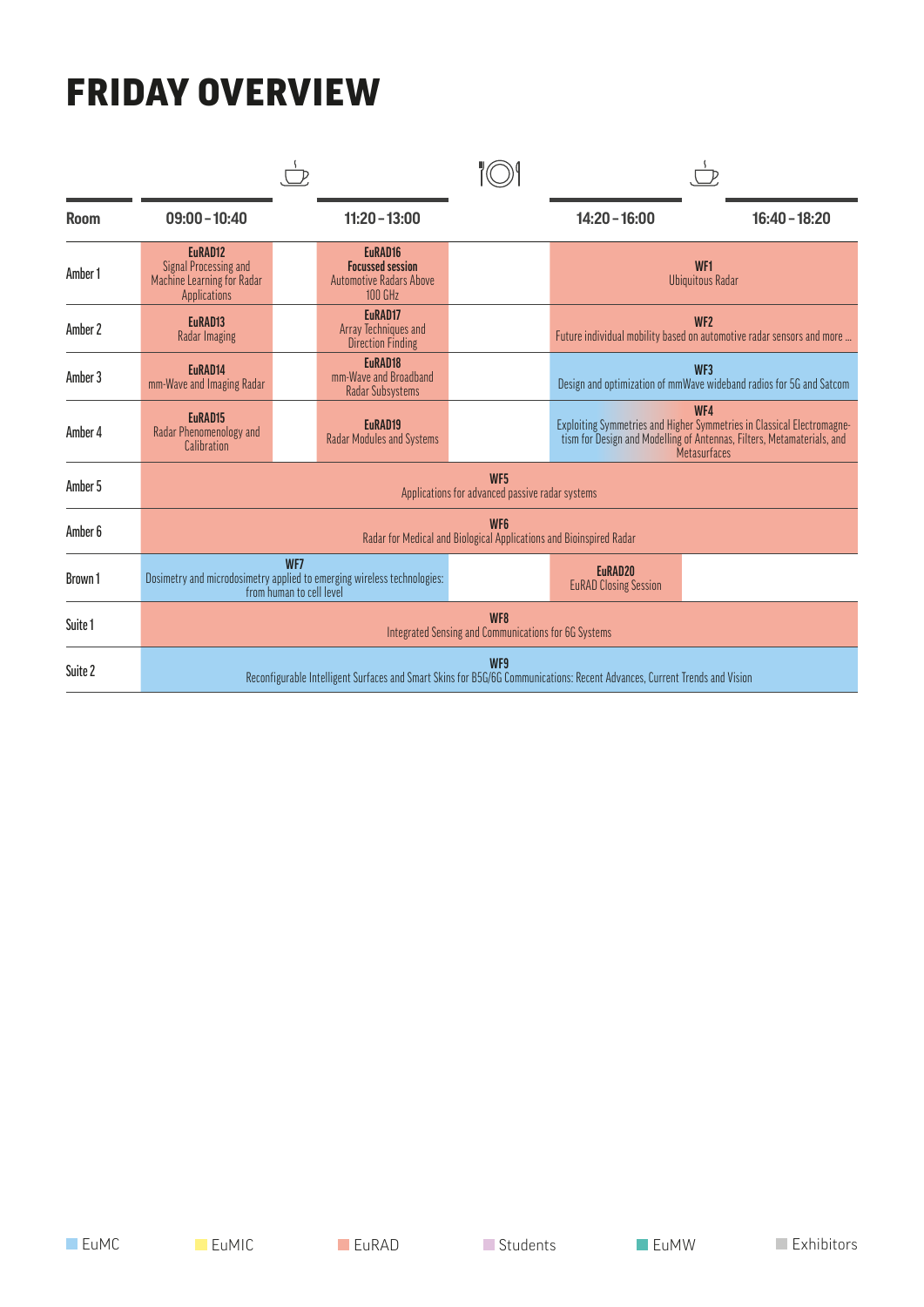# FRIDAY OVERVIEW

| Room | 09:00 – 10:40 | 11:20 – 13:00 | 14:20 – 16:00 | 16:40 – 18:20 |
|---|---|---|---|---|
| Amber 1 | **EuRAD12** Signal Processing and Machine Learning for Radar Applications | **EuRAD16** **Focussed session** Automotive Radars Above 100 GHz | **WF1** Ubiquitous Radar | |
| Amber 2 | **EuRAD13** Radar Imaging | **EuRAD17** Array Techniques and Direction Finding | **WF2** Future individual mobility based on automotive radar sensors and more ... | |
| Amber 3 | **EuRAD14** mm-Wave and Imaging Radar | **EuRAD18** mm-Wave and Broadband Radar Subsystems | **WF3** Design and optimization of mmWave wideband radios for 5G and Satcom | |
| Amber 4 | **EuRAD15** Radar Phenomenology and Calibration | **EuRAD19** Radar Modules and Systems | **WF4** Exploiting Symmetries and Higher Symmetries in Classical Electromagnetism for Design and Modelling of Antennas, Filters, Metamaterials, and Metasurfaces | |
| Amber 5 | **WF5** Applications for advanced passive radar systems | | | |
| Amber 6 | **WF6** Radar for Medical and Biological Applications and Bioinspired Radar | | | |
| Brown 1 | **WF7** Dosimetry and microdosimetry applied to emerging wireless technologies: from human to cell level | | **EuRAD20** EuRAD Closing Session | |
| Suite 1 | **WF8** Integrated Sensing and Communications for 6G Systems | | | |
| Suite 2 | **WF9** Reconfigurable Intelligent Surfaces and Smart Skins for B5G/6G Communications: Recent Advances, Current Trends and Vision | | | |

EuMC | EuMIC | EuRAD | Students | EuMW | Exhibitors